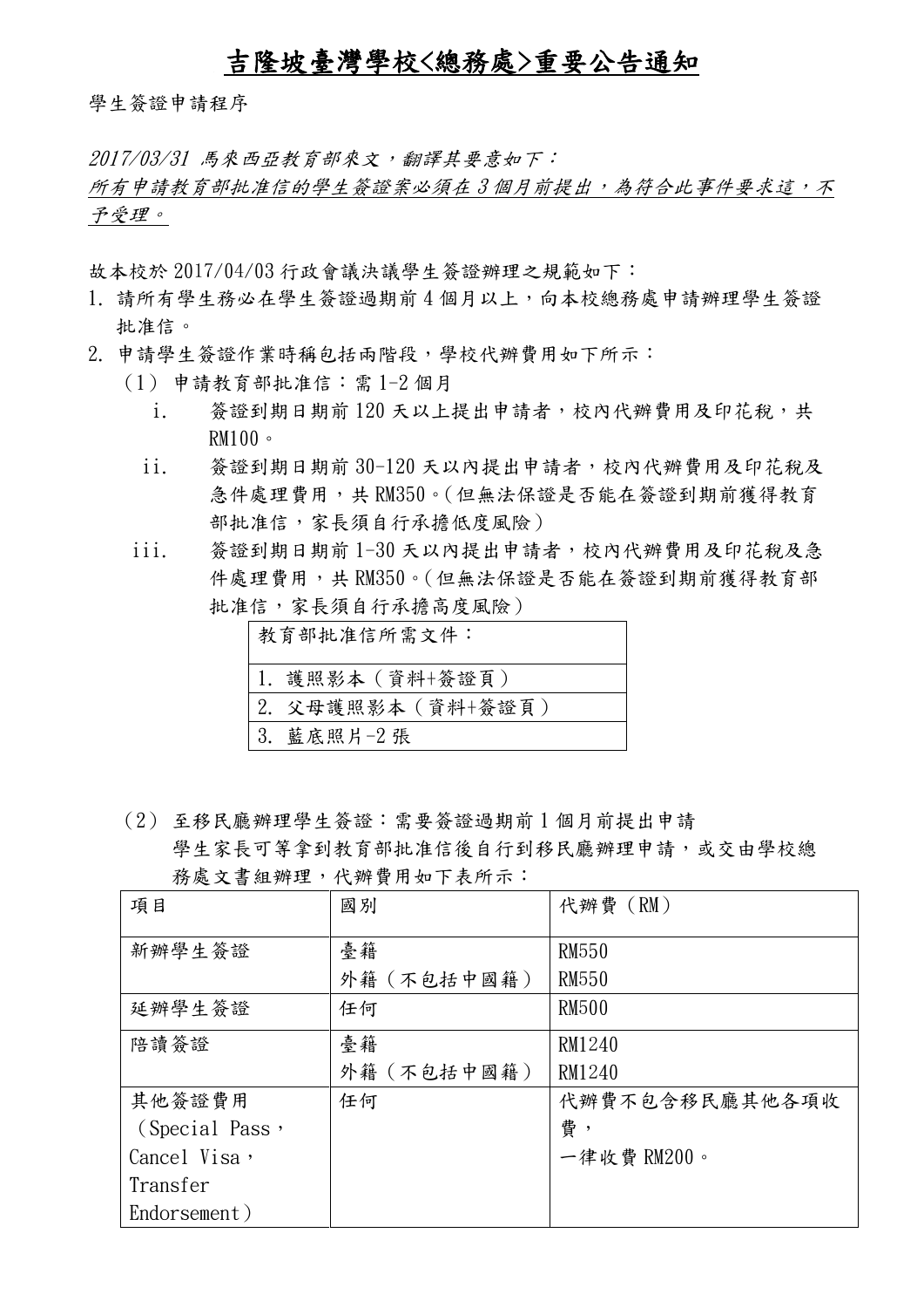# 吉隆坡臺灣學校<總務處>重要公告通知

學生簽證申請程序

*2017/03/31 馬來西亞教育部來文，翻譯其要意如下：*
*所有申請教育部批准信的學生簽證案必須在 3 個月前提出，為符合此事件要求這，不予受理。*

故本校於 2017/04/03 行政會議決議學生簽證辦理之規範如下：

1. 請所有學生務必在學生簽證過期前 4 個月以上，向本校總務處申請辦理學生簽證批准信。
2. 申請學生簽證作業時稱包括兩階段，學校代辦費用如下所示：
   （1） 申請教育部批准信：需 1-2 個月
      i. 簽證到期日期前 120 天以上提出申請者，校內代辦費用及印花稅，共 RM100。
      ii. 簽證到期日期前 30-120 天以內提出申請者，校內代辦費用及印花稅及急件處理費用，共 RM350。(但無法保證是否能在簽證到期前獲得教育部批准信，家長須自行承擔低度風險）
      iii. 簽證到期日期前 1-30 天以內提出申請者，校內代辦費用及印花稅及急件處理費用，共 RM350。(但無法保證是否能在簽證到期前獲得教育部批准信，家長須自行承擔高度風險）

| 教育部批准信所需文件： |
|---|
| 1. 護照影本（資料+簽證頁） |
| 2. 父母護照影本（資料+簽證頁） |
| 3. 藍底照片-2 張 |

   （2） 至移民廳辦理學生簽證：需要簽證過期前 1 個月前提出申請
   學生家長可等拿到教育部批准信後自行到移民廳辦理申請，或交由學校總務處文書組辦理，代辦費用如下表所示：

| 項目 | 國別 | 代辦費（RM） |
|---|---|---|
| 新辦學生簽證 | 臺籍<br>外籍（不包括中國籍） | RM550<br>RM550 |
| 延辦學生簽證 | 任何 | RM500 |
| 陪讀簽證 | 臺籍<br>外籍（不包括中國籍） | RM1240<br>RM1240 |
| 其他簽證費用（Special Pass，Cancel Visa，Transfer Endorsement） | 任何 | 代辦費不包含移民廳其他各項收費，<br>一律收費 RM200。 |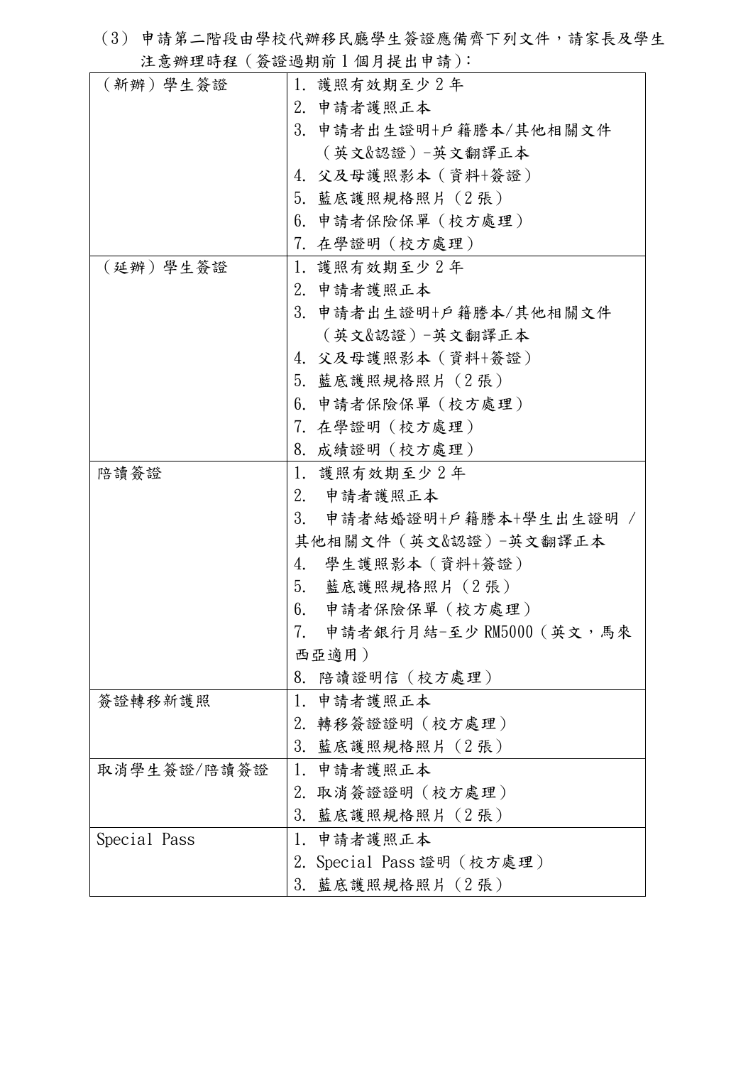（3）申請第二階段由學校代辦移民廳學生簽證應備齊下列文件，請家長及學生注意辦理時程（簽證過期前 1 個月提出申請）：

| | |
|---|---|
| （新辦）學生簽證 | 1. 護照有效期至少 2 年<br>2. 申請者護照正本<br>3. 申請者出生證明+戶籍謄本/其他相關文件（英文&認證）-英文翻譯正本<br>4. 父及母護照影本（資料+簽證）<br>5. 藍底護照規格照片（2 張）<br>6. 申請者保險保單（校方處理）<br>7. 在學證明（校方處理） |
| （延辦）學生簽證 | 1. 護照有效期至少 2 年<br>2. 申請者護照正本<br>3. 申請者出生證明+戶籍謄本/其他相關文件（英文&認證）-英文翻譯正本<br>4. 父及母護照影本（資料+簽證）<br>5. 藍底護照規格照片（2 張）<br>6. 申請者保險保單（校方處理）<br>7. 在學證明（校方處理）<br>8. 成績證明（校方處理） |
| 陪讀簽證 | 1. 護照有效期至少 2 年<br>2. 申請者護照正本<br>3. 申請者結婚證明+戶籍謄本+學生出生證明 / 其他相關文件（英文&認證）-英文翻譯正本<br>4. 學生護照影本（資料+簽證）<br>5. 藍底護照規格照片（2 張）<br>6. 申請者保險保單（校方處理）<br>7. 申請者銀行月結-至少 RM5000（英文，馬來西亞適用）<br>8. 陪讀證明信（校方處理） |
| 簽證轉移新護照 | 1. 申請者護照正本<br>2. 轉移簽證證明（校方處理）<br>3. 藍底護照規格照片（2 張） |
| 取消學生簽證/陪讀簽證 | 1. 申請者護照正本<br>2. 取消簽證證明（校方處理）<br>3. 藍底護照規格照片（2 張） |
| Special Pass | 1. 申請者護照正本<br>2. Special Pass 證明（校方處理）<br>3. 藍底護照規格照片（2 張） |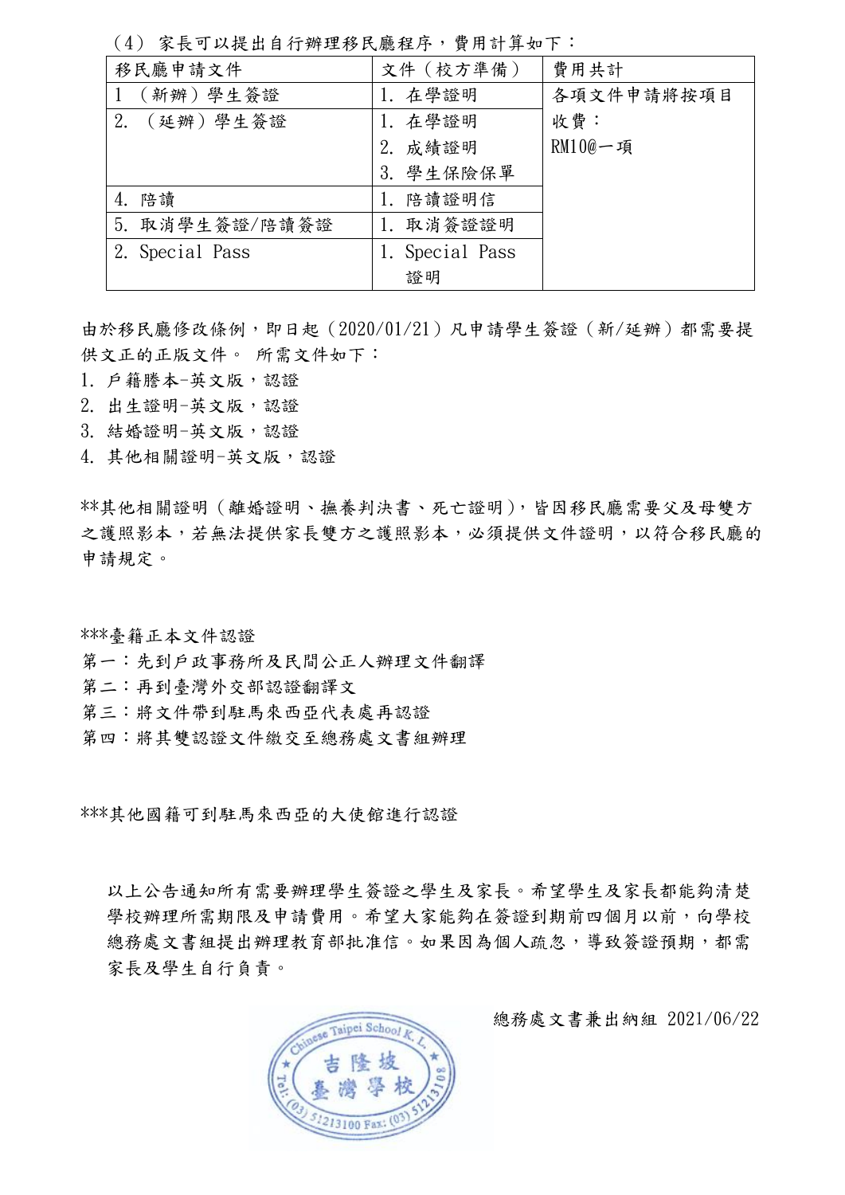（4） 家長可以提出自行辦理移民廳程序，費用計算如下：

| 移民廳申請文件 | 文件（校方準備） | 費用共計 |
|---|---|---|
| 1 （新辦）學生簽證 | 1. 在學證明 | 各項文件申請將按項目收費：<br>RM10@一項 |
| 2. （延辦）學生簽證 | 1. 在學證明<br>2. 成績證明<br>3. 學生保險保單 | |
| 4. 陪讀 | 1. 陪讀證明信 | |
| 5. 取消學生簽證/陪讀簽證 | 1. 取消簽證證明 | |
| 2. Special Pass | 1. Special Pass 證明 | |

由於移民廳修改條例，即日起（2020/01/21）凡申請學生簽證（新/延辦）都需要提供文正的正版文件。 所需文件如下：

1. 戶籍謄本-英文版，認證
2. 出生證明-英文版，認證
3. 結婚證明-英文版，認證
4. 其他相關證明-英文版，認證

**其他相關證明（離婚證明、撫養判決書、死亡證明），皆因移民廳需要父及母雙方之護照影本，若無法提供家長雙方之護照影本，必須提供文件證明，以符合移民廳的申請規定。

***臺籍正本文件認證

第一：先到戶政事務所及民間公正人辦理文件翻譯

第二：再到臺灣外交部認證翻譯文

第三：將文件帶到駐馬來西亞代表處再認證

第四：將其雙認證文件繳交至總務處文書組辦理

***其他國籍可到駐馬來西亞的大使館進行認證

以上公告通知所有需要辦理學生簽證之學生及家長。希望學生及家長都能夠清楚學校辦理所需期限及申請費用。希望大家能夠在簽證到期前四個月以前，向學校總務處文書組提出辦理教育部批准信。如果因為個人疏忽，導致簽證預期，都需家長及學生自行負責。

總務處文書兼出納組 2021/06/22

Chinese Taipei School K. L.
吉隆坡
臺灣學校
Tel: (03) 51213100 Fax: (03) 51213108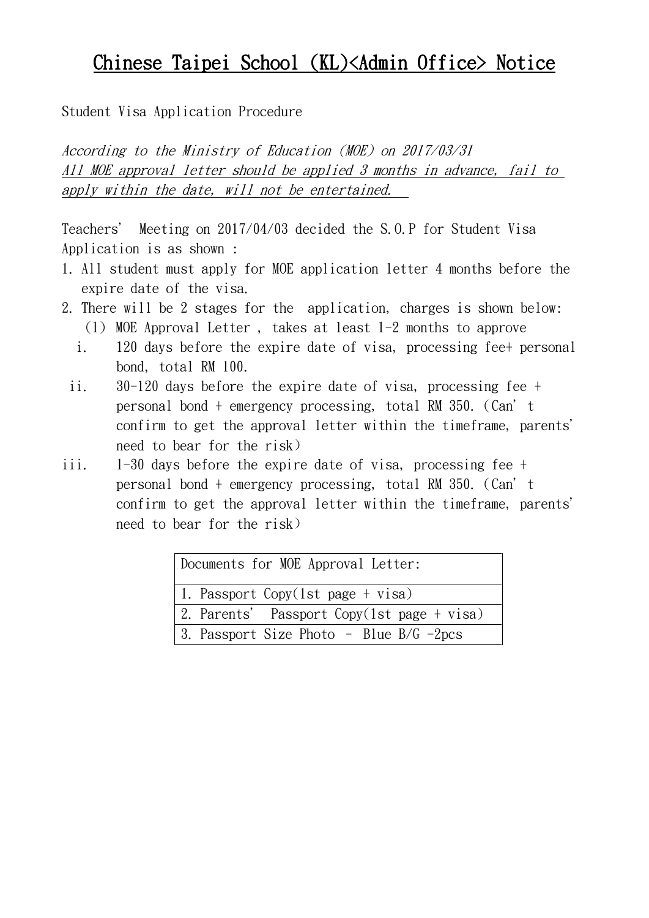# Chinese Taipei School (KL)<Admin Office> Notice

Student Visa Application Procedure

*According to the Ministry of Education (MOE) on 2017/03/31*
*All MOE approval letter should be applied 3 months in advance, fail to apply within the date, will not be entertained.*

Teachers' Meeting on 2017/04/03 decided the S.O.P for Student Visa Application is as shown :

1. All student must apply for MOE application letter 4 months before the expire date of the visa.
2. There will be 2 stages for the application, charges is shown below:
   (1) MOE Approval Letter , takes at least 1-2 months to approve
      i. 120 days before the expire date of visa, processing fee+ personal bond, total RM 100.
      ii. 30-120 days before the expire date of visa, processing fee + personal bond + emergency processing, total RM 350. (Can't confirm to get the approval letter within the timeframe, parents' need to bear for the risk)
      iii. 1-30 days before the expire date of visa, processing fee + personal bond + emergency processing, total RM 350. (Can't confirm to get the approval letter within the timeframe, parents' need to bear for the risk)

| Documents for MOE Approval Letter: |
| --- |
| 1. Passport Copy(1st page + visa) |
| 2. Parents' Passport Copy(1st page + visa) |
| 3. Passport Size Photo - Blue B/G -2pcs |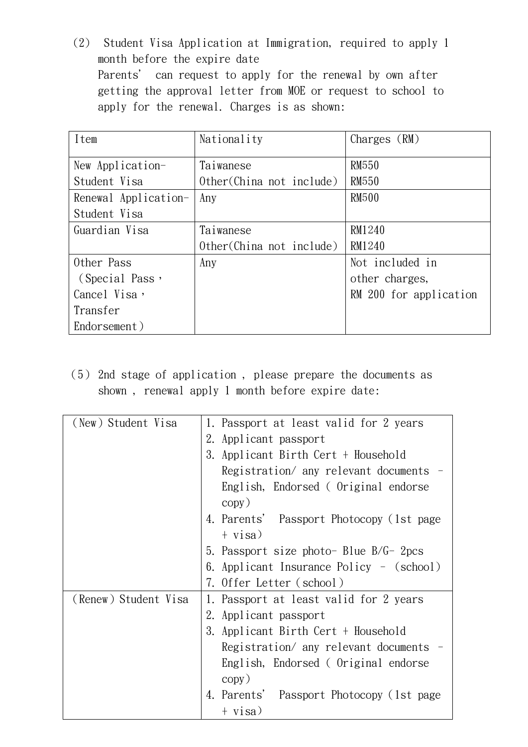(2) Student Visa Application at Immigration, required to apply 1 month before the expire date
Parents' can request to apply for the renewal by own after getting the approval letter from MOE or request to school to apply for the renewal. Charges is as shown:

| Item | Nationality | Charges (RM) |
|---|---|---|
| New Application-Student Visa | Taiwanese<br>Other(China not include) | RM550<br>RM550 |
| Renewal Application-Student Visa | Any | RM500 |
| Guardian Visa | Taiwanese<br>Other(China not include) | RM1240<br>RM1240 |
| Other Pass (Special Pass, Cancel Visa, Transfer Endorsement) | Any | Not included in other charges, RM 200 for application |

(5) 2nd stage of application , please prepare the documents as shown , renewal apply 1 month before expire date:

| (New) Student Visa | 1. Passport at least valid for 2 years<br>2. Applicant passport<br>3. Applicant Birth Cert + Household Registration/ any relevant documents - English, Endorsed ( Original endorse copy)<br>4. Parents' Passport Photocopy (1st page + visa)<br>5. Passport size photo- Blue B/G- 2pcs<br>6. Applicant Insurance Policy - (school)<br>7. Offer Letter (school) |
|---|---|
| (Renew) Student Visa | 1. Passport at least valid for 2 years<br>2. Applicant passport<br>3. Applicant Birth Cert + Household Registration/ any relevant documents - English, Endorsed ( Original endorse copy)<br>4. Parents' Passport Photocopy (1st page + visa) |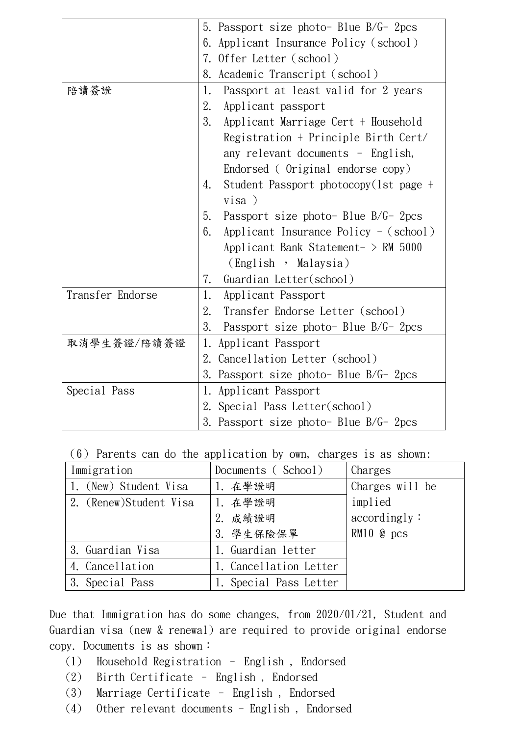| | |
|---|---|
| | 5. Passport size photo- Blue B/G- 2pcs<br>6. Applicant Insurance Policy (school)<br>7. Offer Letter (school)<br>8. Academic Transcript (school) |
| 陪讀簽證 | 1. Passport at least valid for 2 years<br>2. Applicant passport<br>3. Applicant Marriage Cert + Household Registration + Principle Birth Cert/ any relevant documents - English, Endorsed ( Original endorse copy)<br>4. Student Passport photocopy(1st page + visa )<br>5. Passport size photo- Blue B/G- 2pcs<br>6. Applicant Insurance Policy -(school) Applicant Bank Statement- > RM 5000 (English , Malaysia)<br>7. Guardian Letter(school) |
| Transfer Endorse | 1. Applicant Passport<br>2. Transfer Endorse Letter (school)<br>3. Passport size photo- Blue B/G- 2pcs |
| 取消學生簽證/陪讀簽證 | 1. Applicant Passport<br>2. Cancellation Letter (school)<br>3. Passport size photo- Blue B/G- 2pcs |
| Special Pass | 1. Applicant Passport<br>2. Special Pass Letter(school)<br>3. Passport size photo- Blue B/G- 2pcs |

(6) Parents can do the application by own, charges is as shown:

| Immigration | Documents ( School) | Charges |
|---|---|---|
| 1. (New) Student Visa | 1. 在學證明 | Charges will be implied accordingly：RM10 @ pcs |
| 2. (Renew)Student Visa | 1. 在學證明<br>2. 成績證明<br>3. 學生保險保單 | |
| 3. Guardian Visa | 1. Guardian letter | |
| 4. Cancellation | 1. Cancellation Letter | |
| 3. Special Pass | 1. Special Pass Letter | |

Due that Immigration has do some changes, from 2020/01/21, Student and Guardian visa (new & renewal) are required to provide original endorse copy. Documents is as shown：

(1) Household Registration - English , Endorsed
(2) Birth Certificate - English , Endorsed
(3) Marriage Certificate - English , Endorsed
(4) Other relevant documents - English , Endorsed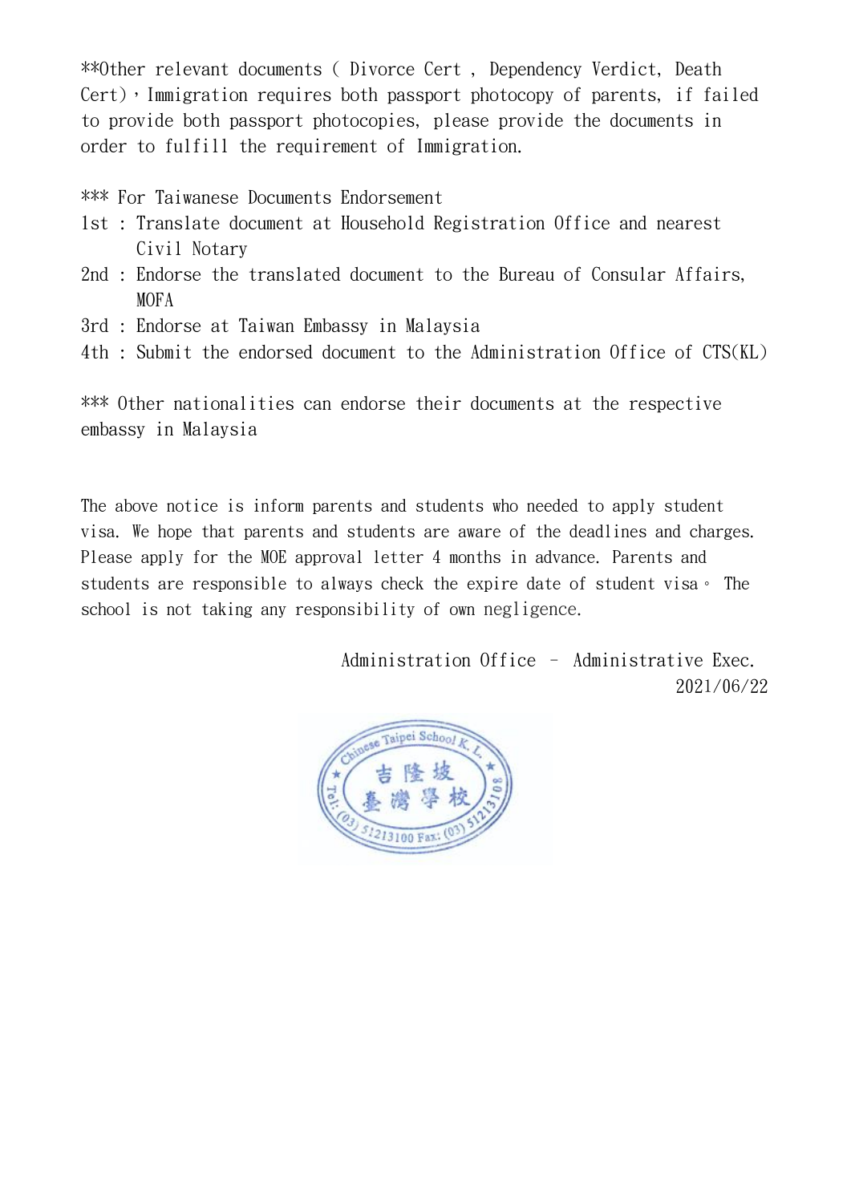**Other relevant documents ( Divorce Cert , Dependency Verdict, Death Cert)，Immigration requires both passport photocopy of parents, if failed to provide both passport photocopies, please provide the documents in order to fulfill the requirement of Immigration.

*** For Taiwanese Documents Endorsement

1st : Translate document at Household Registration Office and nearest Civil Notary

2nd : Endorse the translated document to the Bureau of Consular Affairs, MOFA

3rd : Endorse at Taiwan Embassy in Malaysia

4th : Submit the endorsed document to the Administration Office of CTS(KL)

*** Other nationalities can endorse their documents at the respective embassy in Malaysia

The above notice is inform parents and students who needed to apply student visa. We hope that parents and students are aware of the deadlines and charges. Please apply for the MOE approval letter 4 months in advance. Parents and students are responsible to always check the expire date of student visa。 The school is not taking any responsibility of own negligence.

Administration Office – Administrative Exec.

2021/06/22

Chinese Taipei School K. L.
吉隆坡臺灣學校
Tel: (03) 51213100 Fax: (03) 51213108